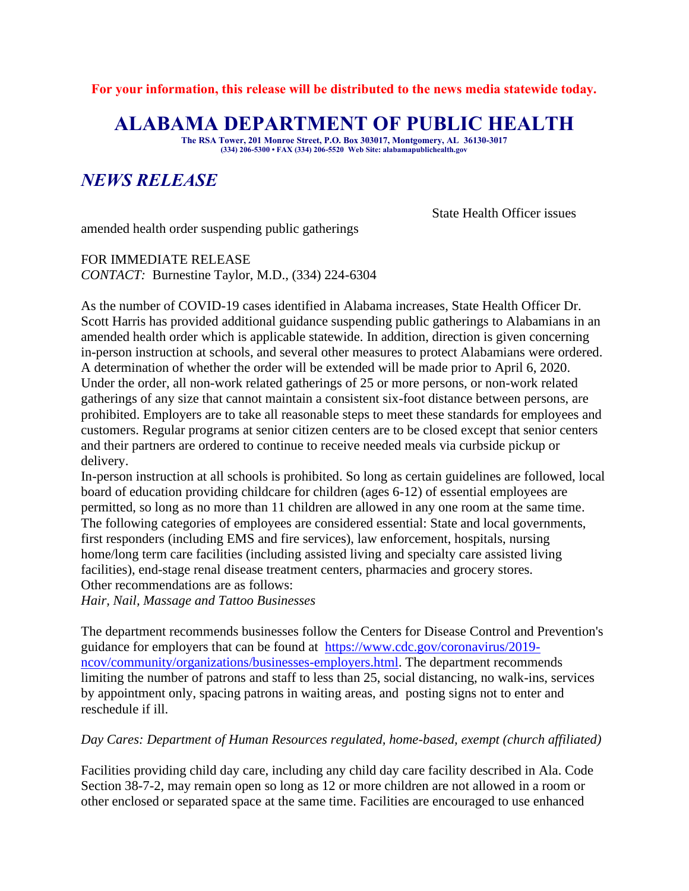**For your information, this release will be distributed to the news media statewide today.**

# ALABAMA DEPARTMENT OF PUBLIC HEALTH

**The RSA Tower, 201 Monroe Street, P.O. Box 303017, Montgomery, AL 36130-3017**
**(334) 206-5300 • FAX (334) 206-5520 Web Site: alabamapublichealth.gov**

## *NEWS RELEASE*

State Health Officer issues amended health order suspending public gatherings

FOR IMMEDIATE RELEASE
*CONTACT:* Burnestine Taylor, M.D., (334) 224-6304

As the number of COVID-19 cases identified in Alabama increases, State Health Officer Dr. Scott Harris has provided additional guidance suspending public gatherings to Alabamians in an amended health order which is applicable statewide. In addition, direction is given concerning in-person instruction at schools, and several other measures to protect Alabamians were ordered. A determination of whether the order will be extended will be made prior to April 6, 2020.
Under the order, all non-work related gatherings of 25 or more persons, or non-work related gatherings of any size that cannot maintain a consistent six-foot distance between persons, are prohibited. Employers are to take all reasonable steps to meet these standards for employees and customers. Regular programs at senior citizen centers are to be closed except that senior centers and their partners are ordered to continue to receive needed meals via curbside pickup or delivery.
In-person instruction at all schools is prohibited. So long as certain guidelines are followed, local board of education providing childcare for children (ages 6-12) of essential employees are permitted, so long as no more than 11 children are allowed in any one room at the same time. The following categories of employees are considered essential: State and local governments, first responders (including EMS and fire services), law enforcement, hospitals, nursing home/long term care facilities (including assisted living and specialty care assisted living facilities), end-stage renal disease treatment centers, pharmacies and grocery stores.
Other recommendations are as follows:
*Hair, Nail, Massage and Tattoo Businesses*

The department recommends businesses follow the Centers for Disease Control and Prevention's guidance for employers that can be found at https://www.cdc.gov/coronavirus/2019-ncov/community/organizations/businesses-employers.html. The department recommends limiting the number of patrons and staff to less than 25, social distancing, no walk-ins, services by appointment only, spacing patrons in waiting areas, and posting signs not to enter and reschedule if ill.

*Day Cares: Department of Human Resources regulated, home-based, exempt (church affiliated)*

Facilities providing child day care, including any child day care facility described in Ala. Code Section 38-7-2, may remain open so long as 12 or more children are not allowed in a room or other enclosed or separated space at the same time. Facilities are encouraged to use enhanced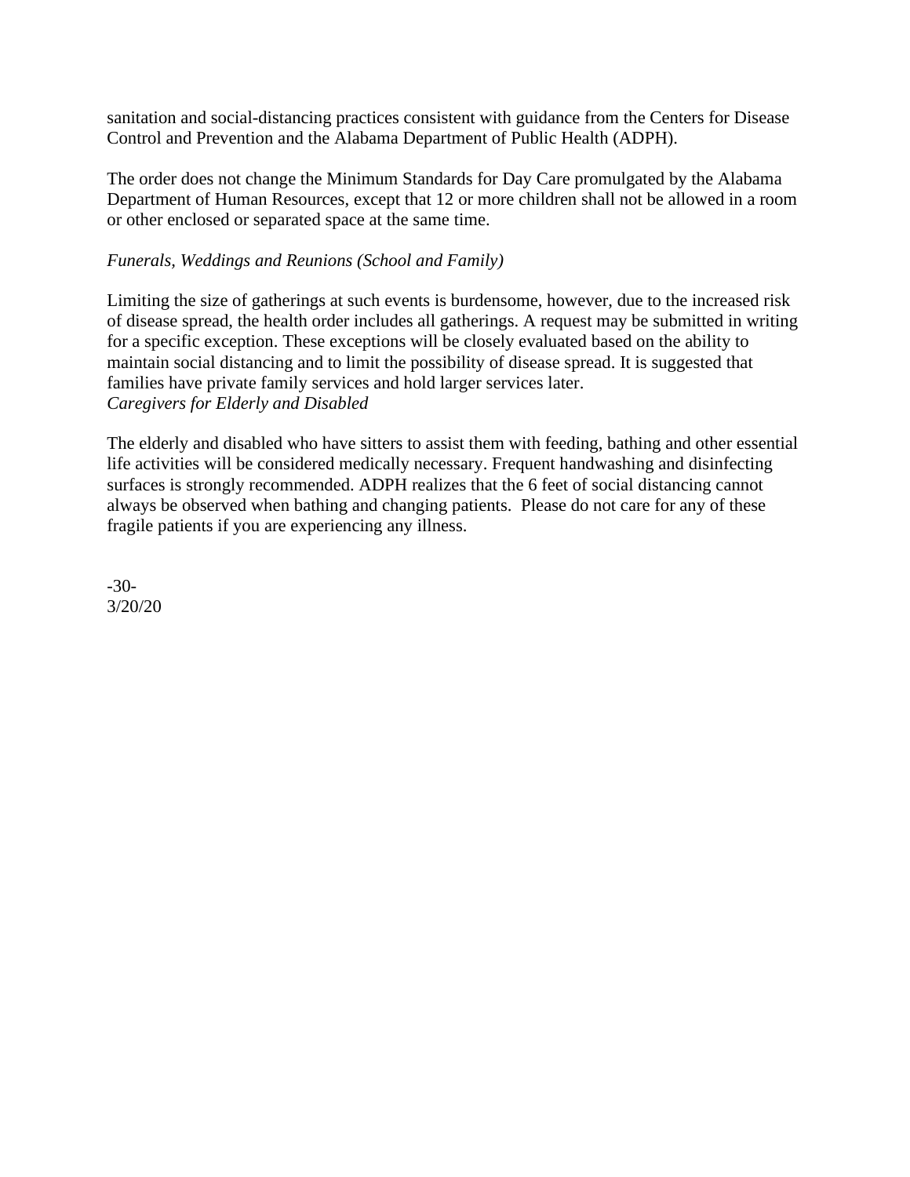sanitation and social-distancing practices consistent with guidance from the Centers for Disease Control and Prevention and the Alabama Department of Public Health (ADPH).

The order does not change the Minimum Standards for Day Care promulgated by the Alabama Department of Human Resources, except that 12 or more children shall not be allowed in a room or other enclosed or separated space at the same time.

*Funerals, Weddings and Reunions (School and Family)*

Limiting the size of gatherings at such events is burdensome, however, due to the increased risk of disease spread, the health order includes all gatherings. A request may be submitted in writing for a specific exception. These exceptions will be closely evaluated based on the ability to maintain social distancing and to limit the possibility of disease spread. It is suggested that families have private family services and hold larger services later.

*Caregivers for Elderly and Disabled*

The elderly and disabled who have sitters to assist them with feeding, bathing and other essential life activities will be considered medically necessary. Frequent handwashing and disinfecting surfaces is strongly recommended. ADPH realizes that the 6 feet of social distancing cannot always be observed when bathing and changing patients. Please do not care for any of these fragile patients if you are experiencing any illness.

-30-
3/20/20